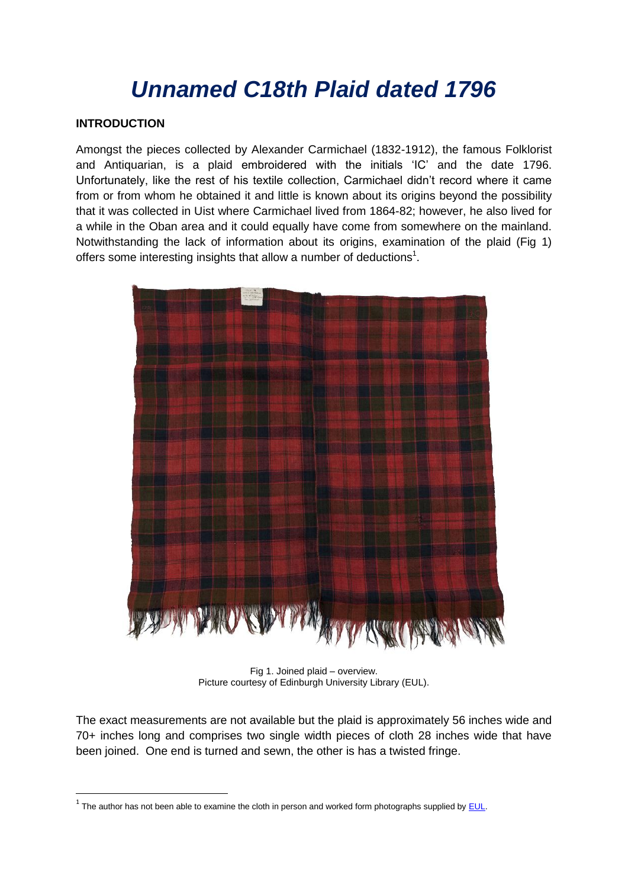# *Unnamed C18th Plaid dated 1796*

**INTRODUCTION**

Amongst the pieces collected by Alexander Carmichael (1832-1912), the famous Folklorist and Antiquarian, is a plaid embroidered with the initials 'IC' and the date 1796. Unfortunately, like the rest of his textile collection, Carmichael didn't record where it came from or from whom he obtained it and little is known about its origins beyond the possibility that it was collected in Uist where Carmichael lived from 1864-82; however, he also lived for a while in the Oban area and it could equally have come from somewhere on the mainland. Notwithstanding the lack of information about its origins, examination of the plaid (Fig 1) offers some interesting insights that allow a number of deductions[1].

Fig 1. Joined plaid – overview.
Picture courtesy of Edinburgh University Library (EUL).

The exact measurements are not available but the plaid is approximately 56 inches wide and 70+ inches long and comprises two single width pieces of cloth 28 inches wide that have been joined. One end is turned and sewn, the other is has a twisted fringe.

[1] The author has not been able to examine the cloth in person and worked form photographs supplied by EUL.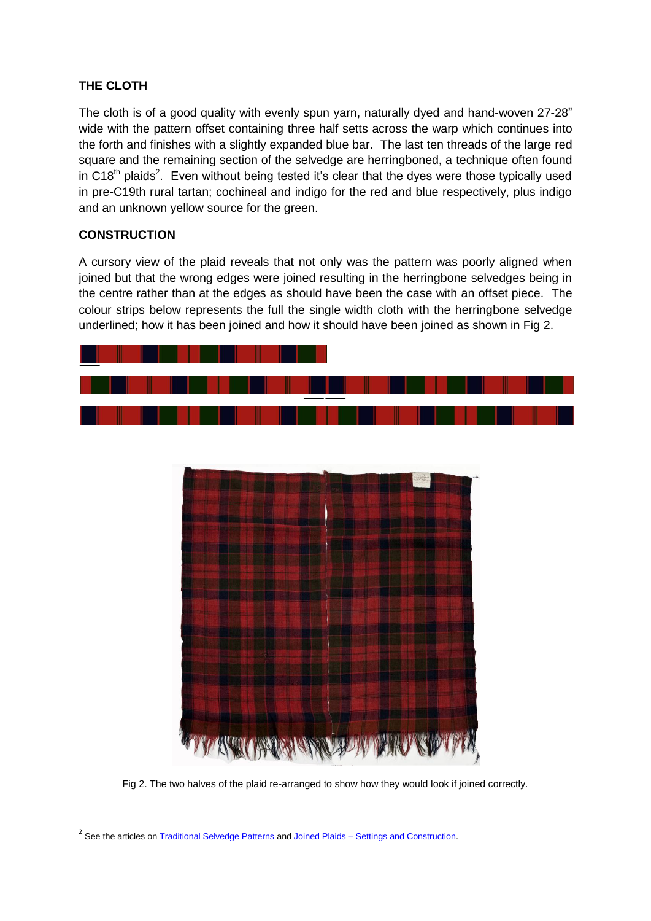## THE CLOTH

The cloth is of a good quality with evenly spun yarn, naturally dyed and hand-woven 27-28" wide with the pattern offset containing three half setts across the warp which continues into the forth and finishes with a slightly expanded blue bar. The last ten threads of the large red square and the remaining section of the selvedge are herringboned, a technique often found in C18th plaids[2]. Even without being tested it's clear that the dyes were those typically used in pre-C19th rural tartan; cochineal and indigo for the red and blue respectively, plus indigo and an unknown yellow source for the green.

## CONSTRUCTION

A cursory view of the plaid reveals that not only was the pattern was poorly aligned when joined but that the wrong edges were joined resulting in the herringbone selvedges being in the centre rather than at the edges as should have been the case with an offset piece. The colour strips below represents the full the single width cloth with the herringbone selvedge underlined; how it has been joined and how it should have been joined as shown in Fig 2.

Fig 2. The two halves of the plaid re-arranged to show how they would look if joined correctly.

[2] See the articles on Traditional Selvedge Patterns and Joined Plaids – Settings and Construction.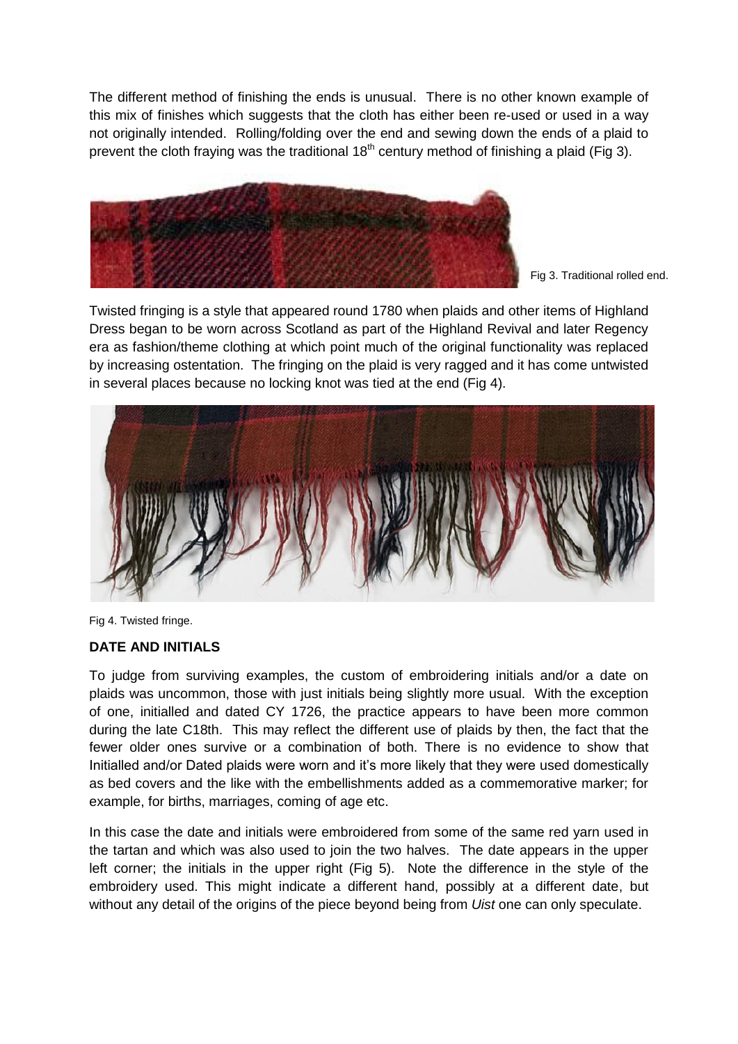The different method of finishing the ends is unusual. There is no other known example of this mix of finishes which suggests that the cloth has either been re-used or used in a way not originally intended. Rolling/folding over the end and sewing down the ends of a plaid to prevent the cloth fraying was the traditional 18th century method of finishing a plaid (Fig 3).

Fig 3. Traditional rolled end.

Twisted fringing is a style that appeared round 1780 when plaids and other items of Highland Dress began to be worn across Scotland as part of the Highland Revival and later Regency era as fashion/theme clothing at which point much of the original functionality was replaced by increasing ostentation. The fringing on the plaid is very ragged and it has come untwisted in several places because no locking knot was tied at the end (Fig 4).

Fig 4. Twisted fringe.

**DATE AND INITIALS**

To judge from surviving examples, the custom of embroidering initials and/or a date on plaids was uncommon, those with just initials being slightly more usual. With the exception of one, initialled and dated CY 1726, the practice appears to have been more common during the late C18th. This may reflect the different use of plaids by then, the fact that the fewer older ones survive or a combination of both. There is no evidence to show that Initialled and/or Dated plaids were worn and it's more likely that they were used domestically as bed covers and the like with the embellishments added as a commemorative marker; for example, for births, marriages, coming of age etc.

In this case the date and initials were embroidered from some of the same red yarn used in the tartan and which was also used to join the two halves. The date appears in the upper left corner; the initials in the upper right (Fig 5). Note the difference in the style of the embroidery used. This might indicate a different hand, possibly at a different date, but without any detail of the origins of the piece beyond being from *Uist* one can only speculate.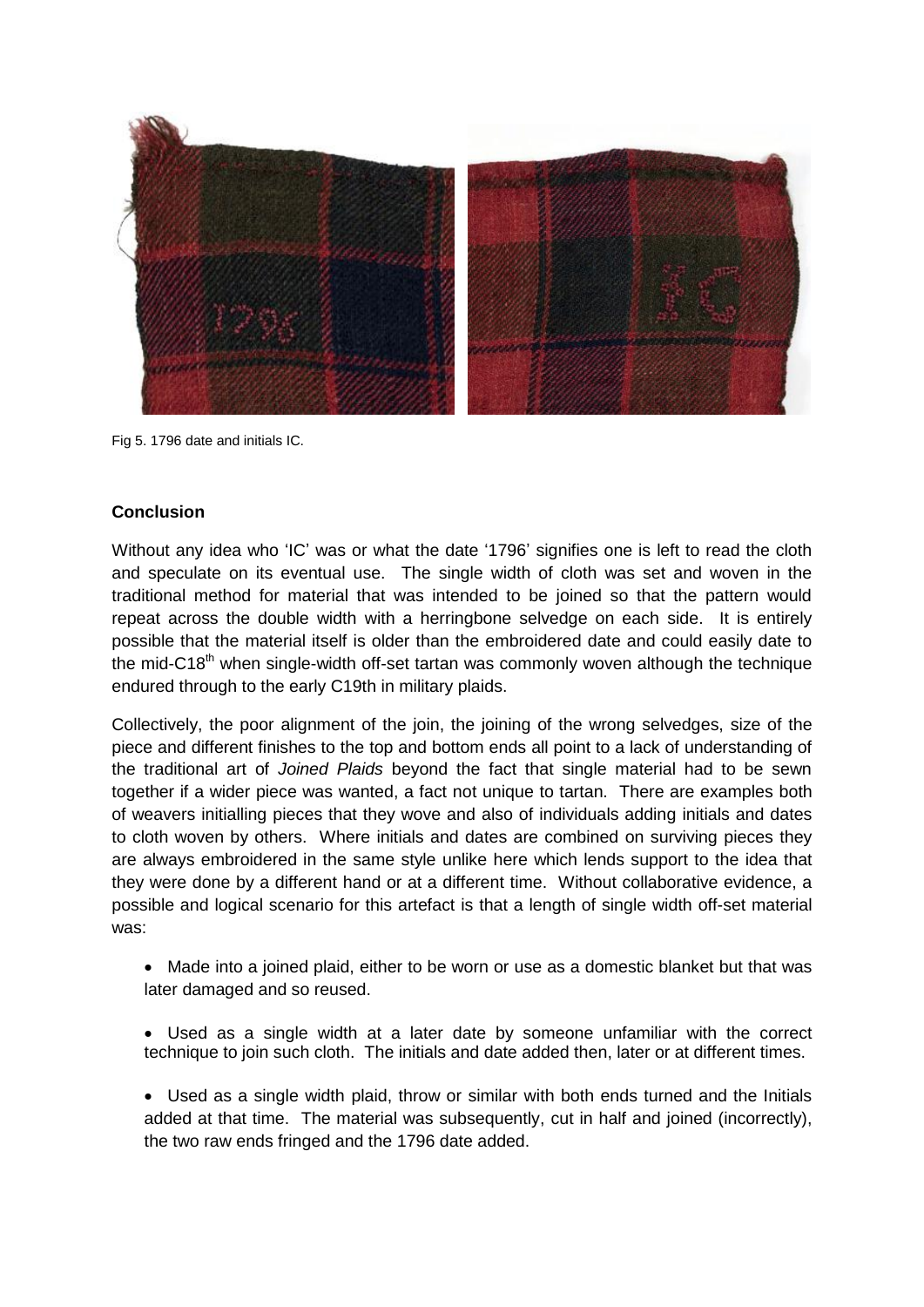Fig 5. 1796 date and initials IC.

**Conclusion**

Without any idea who 'IC' was or what the date '1796' signifies one is left to read the cloth and speculate on its eventual use. The single width of cloth was set and woven in the traditional method for material that was intended to be joined so that the pattern would repeat across the double width with a herringbone selvedge on each side. It is entirely possible that the material itself is older than the embroidered date and could easily date to the mid-C18th when single-width off-set tartan was commonly woven although the technique endured through to the early C19th in military plaids.

Collectively, the poor alignment of the join, the joining of the wrong selvedges, size of the piece and different finishes to the top and bottom ends all point to a lack of understanding of the traditional art of *Joined Plaids* beyond the fact that single material had to be sewn together if a wider piece was wanted, a fact not unique to tartan. There are examples both of weavers initialling pieces that they wove and also of individuals adding initials and dates to cloth woven by others. Where initials and dates are combined on surviving pieces they are always embroidered in the same style unlike here which lends support to the idea that they were done by a different hand or at a different time. Without collaborative evidence, a possible and logical scenario for this artefact is that a length of single width off-set material was:

- Made into a joined plaid, either to be worn or use as a domestic blanket but that was later damaged and so reused.
- Used as a single width at a later date by someone unfamiliar with the correct technique to join such cloth. The initials and date added then, later or at different times.
- Used as a single width plaid, throw or similar with both ends turned and the Initials added at that time. The material was subsequently, cut in half and joined (incorrectly), the two raw ends fringed and the 1796 date added.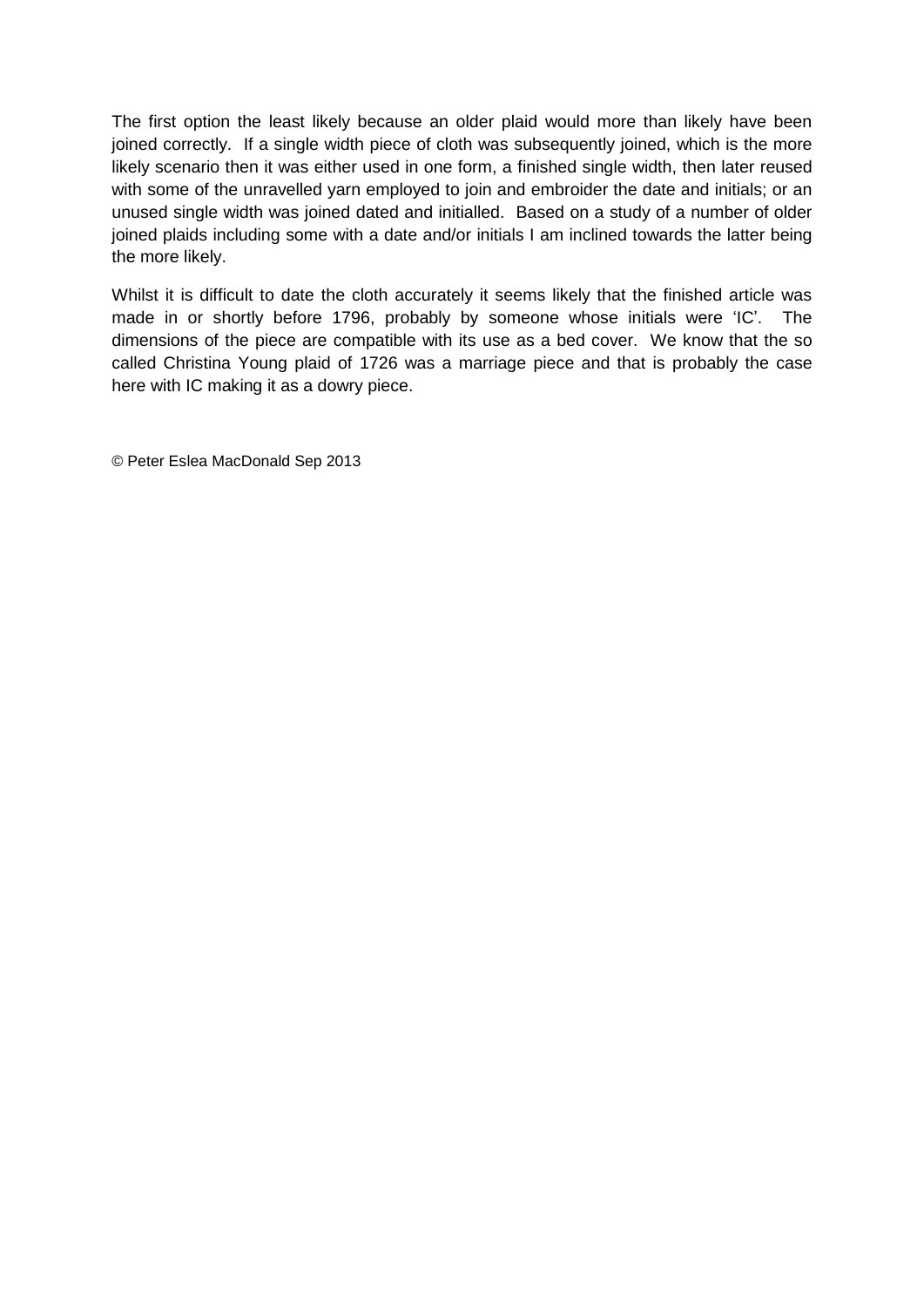The first option the least likely because an older plaid would more than likely have been joined correctly. If a single width piece of cloth was subsequently joined, which is the more likely scenario then it was either used in one form, a finished single width, then later reused with some of the unravelled yarn employed to join and embroider the date and initials; or an unused single width was joined dated and initialled. Based on a study of a number of older joined plaids including some with a date and/or initials I am inclined towards the latter being the more likely.

Whilst it is difficult to date the cloth accurately it seems likely that the finished article was made in or shortly before 1796, probably by someone whose initials were 'IC'. The dimensions of the piece are compatible with its use as a bed cover. We know that the so called Christina Young plaid of 1726 was a marriage piece and that is probably the case here with IC making it as a dowry piece.

© Peter Eslea MacDonald Sep 2013